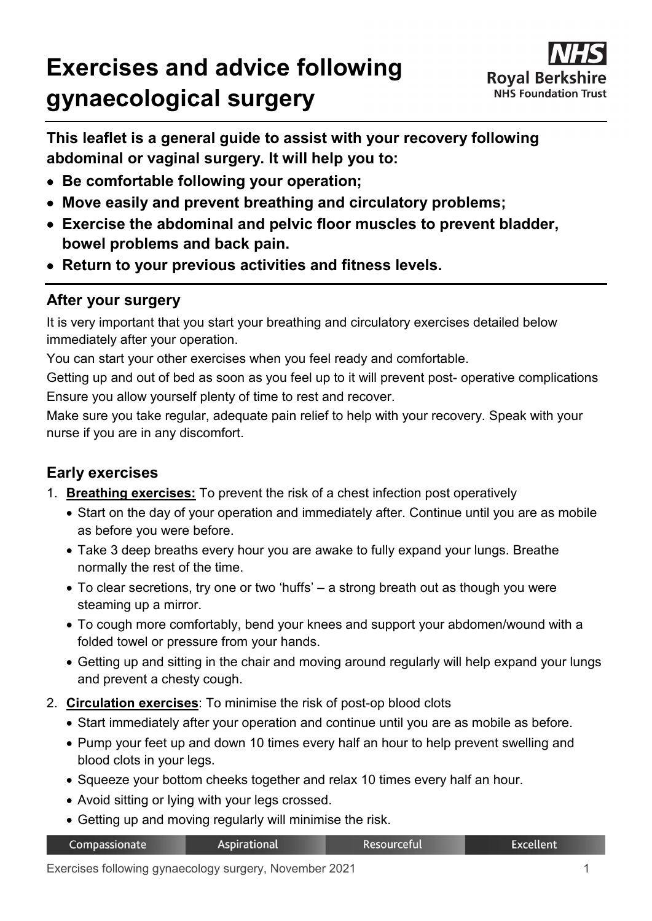# Exercises and advice following gynaecological surgery

Royal Berkshire NHS Foundation Trust

**This leaflet is a general guide to assist with your recovery following abdominal or vaginal surgery. It will help you to:**

- **Be comfortable following your operation;**
- **Move easily and prevent breathing and circulatory problems;**
- **Exercise the abdominal and pelvic floor muscles to prevent bladder, bowel problems and back pain.**
- **Return to your previous activities and fitness levels.**

## After your surgery

It is very important that you start your breathing and circulatory exercises detailed below immediately after your operation.

You can start your other exercises when you feel ready and comfortable.

Getting up and out of bed as soon as you feel up to it will prevent post- operative complications

Ensure you allow yourself plenty of time to rest and recover.

Make sure you take regular, adequate pain relief to help with your recovery. Speak with your nurse if you are in any discomfort.

## Early exercises

1. **Breathing exercises:** To prevent the risk of a chest infection post operatively
   - Start on the day of your operation and immediately after. Continue until you are as mobile as before you were before.
   - Take 3 deep breaths every hour you are awake to fully expand your lungs. Breathe normally the rest of the time.
   - To clear secretions, try one or two 'huffs' – a strong breath out as though you were steaming up a mirror.
   - To cough more comfortably, bend your knees and support your abdomen/wound with a folded towel or pressure from your hands.
   - Getting up and sitting in the chair and moving around regularly will help expand your lungs and prevent a chesty cough.
2. **Circulation exercises**: To minimise the risk of post-op blood clots
   - Start immediately after your operation and continue until you are as mobile as before.
   - Pump your feet up and down 10 times every half an hour to help prevent swelling and blood clots in your legs.
   - Squeeze your bottom cheeks together and relax 10 times every half an hour.
   - Avoid sitting or lying with your legs crossed.
   - Getting up and moving regularly will minimise the risk.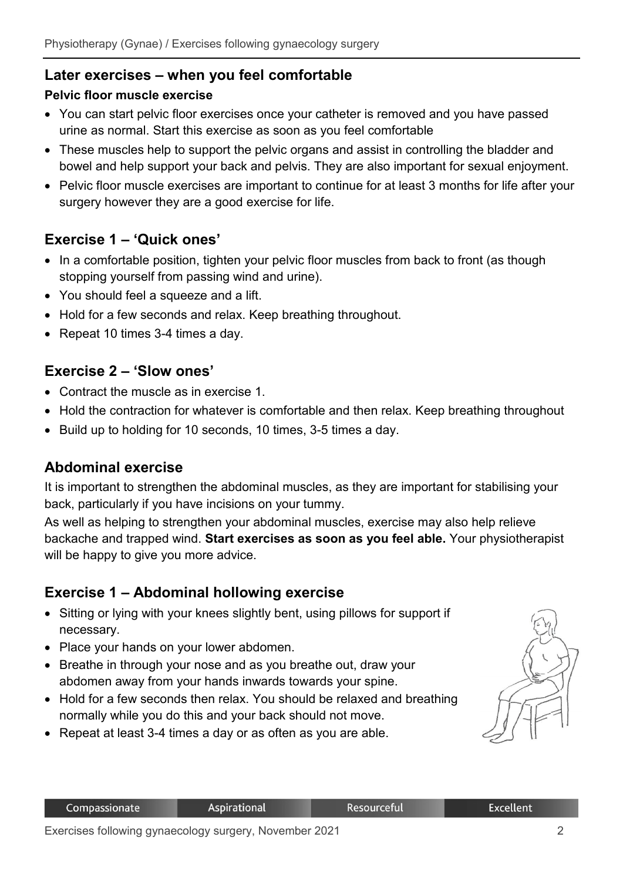## Later exercises – when you feel comfortable

### Pelvic floor muscle exercise

- You can start pelvic floor exercises once your catheter is removed and you have passed urine as normal. Start this exercise as soon as you feel comfortable
- These muscles help to support the pelvic organs and assist in controlling the bladder and bowel and help support your back and pelvis. They are also important for sexual enjoyment.
- Pelvic floor muscle exercises are important to continue for at least 3 months for life after your surgery however they are a good exercise for life.

## Exercise 1 – 'Quick ones'

- In a comfortable position, tighten your pelvic floor muscles from back to front (as though stopping yourself from passing wind and urine).
- You should feel a squeeze and a lift.
- Hold for a few seconds and relax. Keep breathing throughout.
- Repeat 10 times 3-4 times a day.

## Exercise 2 – 'Slow ones'

- Contract the muscle as in exercise 1.
- Hold the contraction for whatever is comfortable and then relax. Keep breathing throughout
- Build up to holding for 10 seconds, 10 times, 3-5 times a day.

## Abdominal exercise

It is important to strengthen the abdominal muscles, as they are important for stabilising your back, particularly if you have incisions on your tummy.

As well as helping to strengthen your abdominal muscles, exercise may also help relieve backache and trapped wind. **Start exercises as soon as you feel able.** Your physiotherapist will be happy to give you more advice.

## Exercise 1 – Abdominal hollowing exercise

- Sitting or lying with your knees slightly bent, using pillows for support if necessary.
- Place your hands on your lower abdomen.
- Breathe in through your nose and as you breathe out, draw your abdomen away from your hands inwards towards your spine.
- Hold for a few seconds then relax. You should be relaxed and breathing normally while you do this and your back should not move.
- Repeat at least 3-4 times a day or as often as you are able.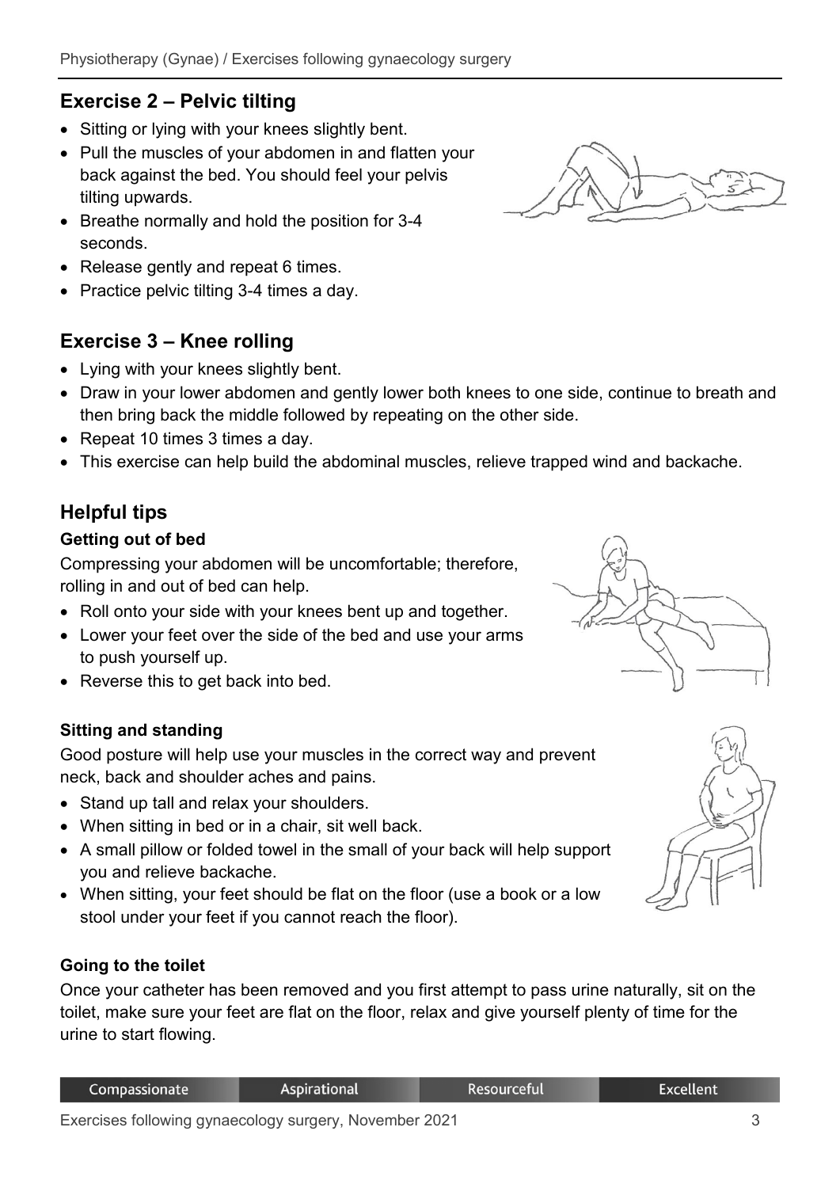## Exercise 2 – Pelvic tilting

- Sitting or lying with your knees slightly bent.
- Pull the muscles of your abdomen in and flatten your back against the bed. You should feel your pelvis tilting upwards.
- Breathe normally and hold the position for 3-4 seconds.
- Release gently and repeat 6 times.
- Practice pelvic tilting 3-4 times a day.

## Exercise 3 – Knee rolling

- Lying with your knees slightly bent.
- Draw in your lower abdomen and gently lower both knees to one side, continue to breath and then bring back the middle followed by repeating on the other side.
- Repeat 10 times 3 times a day.
- This exercise can help build the abdominal muscles, relieve trapped wind and backache.

## Helpful tips

### Getting out of bed

Compressing your abdomen will be uncomfortable; therefore, rolling in and out of bed can help.

- Roll onto your side with your knees bent up and together.
- Lower your feet over the side of the bed and use your arms to push yourself up.
- Reverse this to get back into bed.

### Sitting and standing

Good posture will help use your muscles in the correct way and prevent neck, back and shoulder aches and pains.

- Stand up tall and relax your shoulders.
- When sitting in bed or in a chair, sit well back.
- A small pillow or folded towel in the small of your back will help support you and relieve backache.
- When sitting, your feet should be flat on the floor (use a book or a low stool under your feet if you cannot reach the floor).

### Going to the toilet

Once your catheter has been removed and you first attempt to pass urine naturally, sit on the toilet, make sure your feet are flat on the floor, relax and give yourself plenty of time for the urine to start flowing.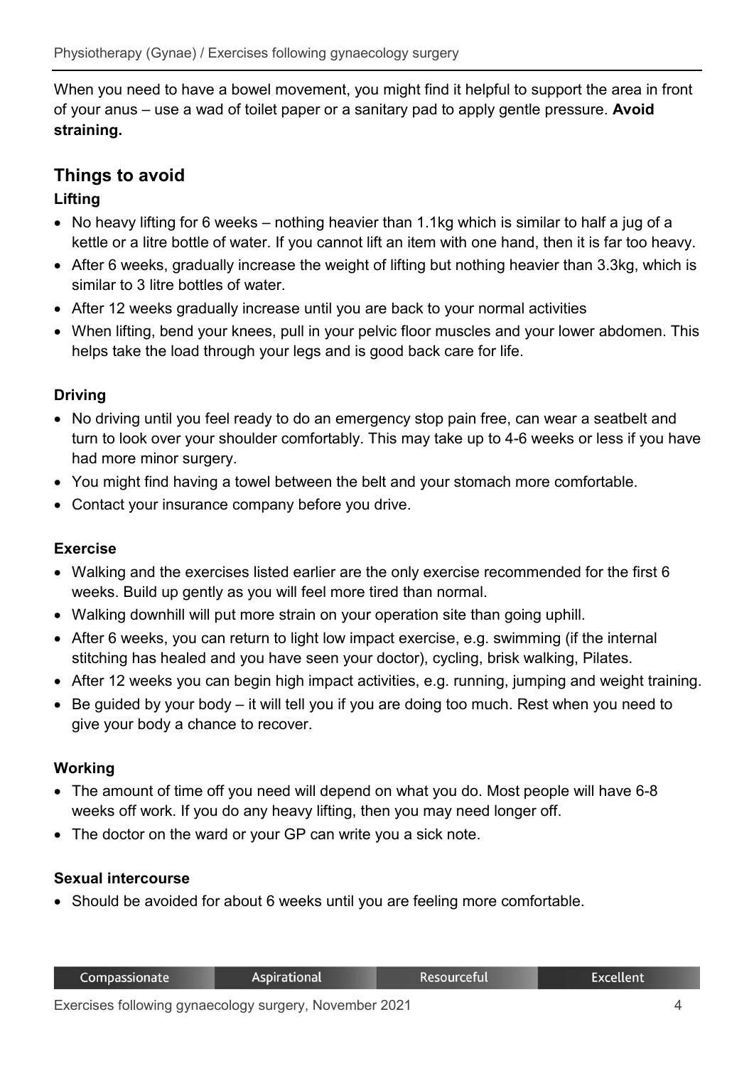When you need to have a bowel movement, you might find it helpful to support the area in front of your anus – use a wad of toilet paper or a sanitary pad to apply gentle pressure. **Avoid straining.**

## Things to avoid

### Lifting

- No heavy lifting for 6 weeks – nothing heavier than 1.1kg which is similar to half a jug of a kettle or a litre bottle of water. If you cannot lift an item with one hand, then it is far too heavy.
- After 6 weeks, gradually increase the weight of lifting but nothing heavier than 3.3kg, which is similar to 3 litre bottles of water.
- After 12 weeks gradually increase until you are back to your normal activities
- When lifting, bend your knees, pull in your pelvic floor muscles and your lower abdomen. This helps take the load through your legs and is good back care for life.

### Driving

- No driving until you feel ready to do an emergency stop pain free, can wear a seatbelt and turn to look over your shoulder comfortably. This may take up to 4-6 weeks or less if you have had more minor surgery.
- You might find having a towel between the belt and your stomach more comfortable.
- Contact your insurance company before you drive.

### Exercise

- Walking and the exercises listed earlier are the only exercise recommended for the first 6 weeks. Build up gently as you will feel more tired than normal.
- Walking downhill will put more strain on your operation site than going uphill.
- After 6 weeks, you can return to light low impact exercise, e.g. swimming (if the internal stitching has healed and you have seen your doctor), cycling, brisk walking, Pilates.
- After 12 weeks you can begin high impact activities, e.g. running, jumping and weight training.
- Be guided by your body – it will tell you if you are doing too much. Rest when you need to give your body a chance to recover.

### Working

- The amount of time off you need will depend on what you do. Most people will have 6-8 weeks off work. If you do any heavy lifting, then you may need longer off.
- The doctor on the ward or your GP can write you a sick note.

### Sexual intercourse

- Should be avoided for about 6 weeks until you are feeling more comfortable.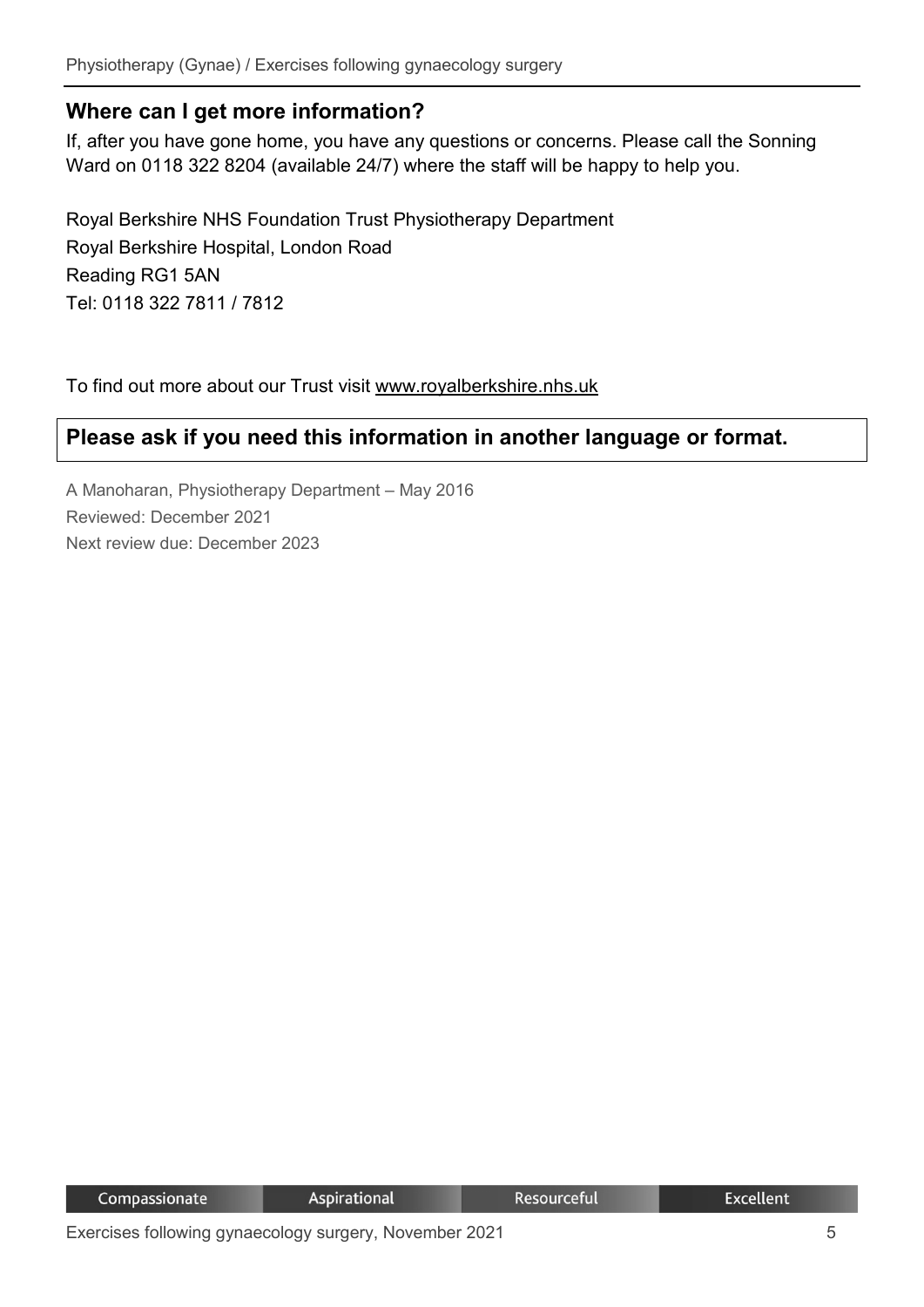## Where can I get more information?

If, after you have gone home, you have any questions or concerns. Please call the Sonning Ward on 0118 322 8204 (available 24/7) where the staff will be happy to help you.

Royal Berkshire NHS Foundation Trust Physiotherapy Department
Royal Berkshire Hospital, London Road
Reading RG1 5AN
Tel: 0118 322 7811 / 7812

To find out more about our Trust visit www.royalberkshire.nhs.uk

**Please ask if you need this information in another language or format.**

A Manoharan, Physiotherapy Department – May 2016
Reviewed: December 2021
Next review due: December 2023

Compassionate Aspirational Resourceful Excellent